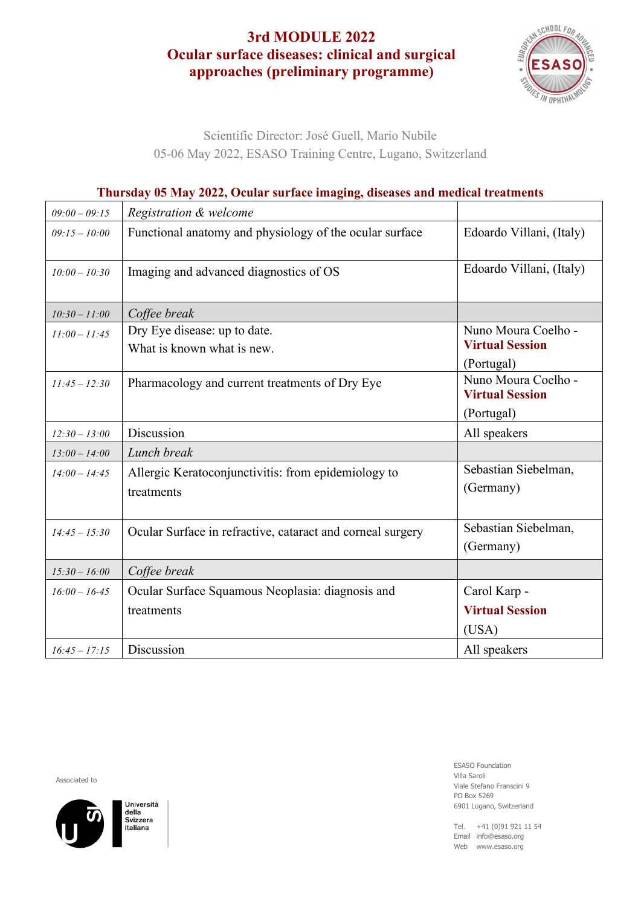# 3rd MODULE 2022
# Ocular surface diseases: clinical and surgical approaches (preliminary programme)

Scientific Director: José Guell, Mario Nubile
05-06 May 2022, ESASO Training Centre, Lugano, Switzerland

## Thursday 05 May 2022, Ocular surface imaging, diseases and medical treatments

| | | |
|---|---|---|
| *09:00 – 09:15* | *Registration & welcome* | |
| *09:15 – 10:00* | Functional anatomy and physiology of the ocular surface | Edoardo Villani, (Italy) |
| *10:00 – 10:30* | Imaging and advanced diagnostics of OS | Edoardo Villani, (Italy) |
| *10:30 – 11:00* | *Coffee break* | |
| *11:00 – 11:45* | Dry Eye disease: up to date. What is known what is new. | Nuno Moura Coelho - **Virtual Session** (Portugal) |
| *11:45 – 12:30* | Pharmacology and current treatments of Dry Eye | Nuno Moura Coelho - **Virtual Session** (Portugal) |
| *12:30 – 13:00* | Discussion | All speakers |
| *13:00 – 14:00* | *Lunch break* | |
| *14:00 – 14:45* | Allergic Keratoconjunctivitis: from epidemiology to treatments | Sebastian Siebelman, (Germany) |
| *14:45 – 15:30* | Ocular Surface in refractive, cataract and corneal surgery | Sebastian Siebelman, (Germany) |
| *15:30 – 16:00* | *Coffee break* | |
| *16:00 – 16-45* | Ocular Surface Squamous Neoplasia: diagnosis and treatments | Carol Karp - **Virtual Session** (USA) |
| *16:45 – 17:15* | Discussion | All speakers |

Associated to

Università della Svizzera italiana

ESASO Foundation
Villa Saroli
Viale Stefano Franscini 9
PO Box 5269
6901 Lugano, Switzerland

Tel. +41 (0)91 921 11 54
Email info@esaso.org
Web www.esaso.org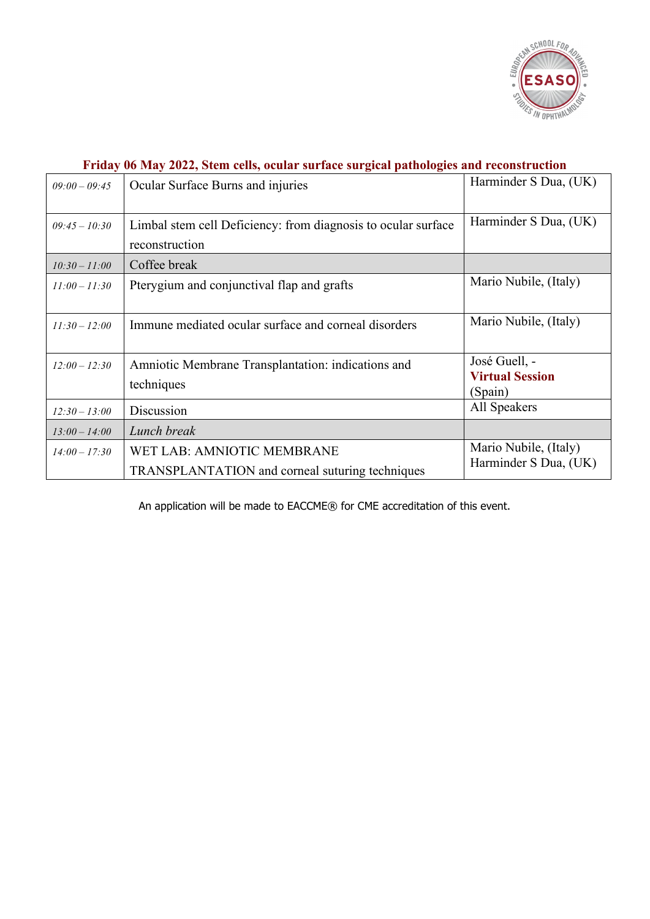**Friday 06 May 2022, Stem cells, ocular surface surgical pathologies and reconstruction**

| | | |
|---|---|---|
| *09:00 – 09:45* | Ocular Surface Burns and injuries | Harminder S Dua, (UK) |
| *09:45 – 10:30* | Limbal stem cell Deficiency: from diagnosis to ocular surface reconstruction | Harminder S Dua, (UK) |
| *10:30 – 11:00* | Coffee break | |
| *11:00 – 11:30* | Pterygium and conjunctival flap and grafts | Mario Nubile, (Italy) |
| *11:30 – 12:00* | Immune mediated ocular surface and corneal disorders | Mario Nubile, (Italy) |
| *12:00 – 12:30* | Amniotic Membrane Transplantation: indications and techniques | José Guell, - **Virtual Session** (Spain) |
| *12:30 – 13:00* | Discussion | All Speakers |
| *13:00 – 14:00* | *Lunch break* | |
| *14:00 – 17:30* | WET LAB: AMNIOTIC MEMBRANE TRANSPLANTATION and corneal suturing techniques | Mario Nubile, (Italy) Harminder S Dua, (UK) |

An application will be made to EACCME® for CME accreditation of this event.